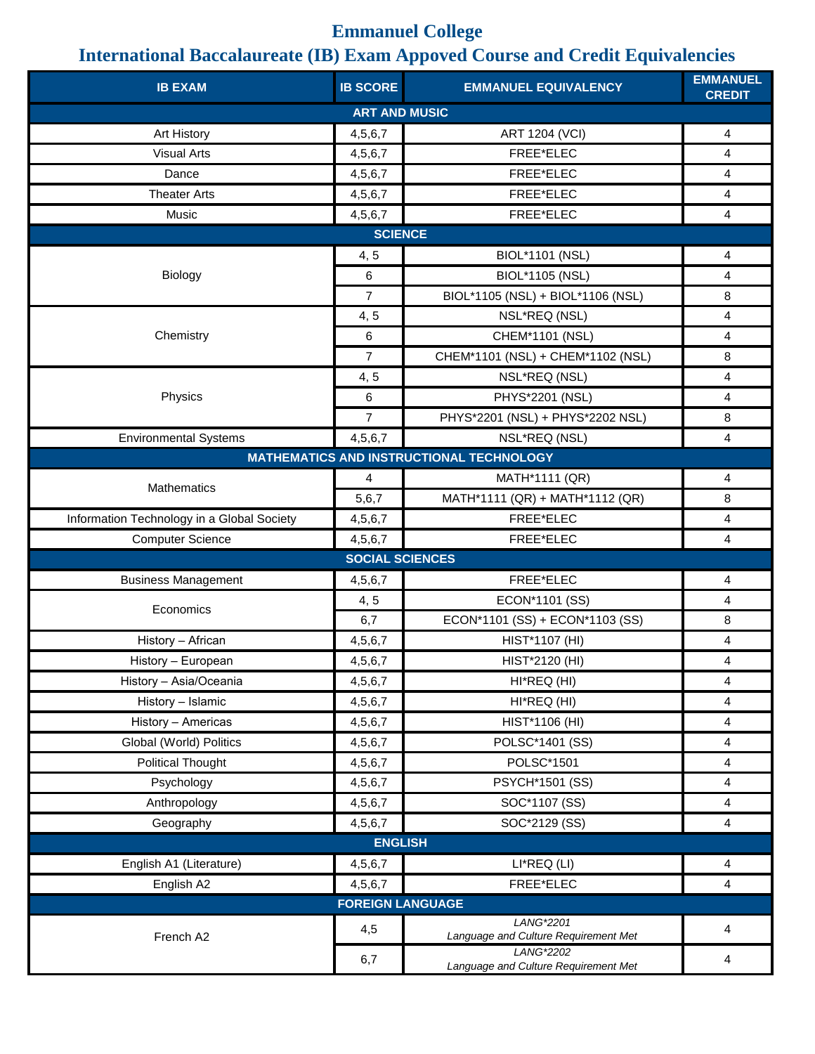# Emmanuel College

## International Baccalaureate (IB) Exam Appoved Course and Credit Equivalencies

| IB EXAM | IB SCORE | EMMANUEL EQUIVALENCY | EMMANUEL CREDIT |
|---|---|---|---|
| **ART AND MUSIC** | | | |
| Art History | 4,5,6,7 | ART 1204 (VCI) | 4 |
| Visual Arts | 4,5,6,7 | FREE*ELEC | 4 |
| Dance | 4,5,6,7 | FREE*ELEC | 4 |
| Theater Arts | 4,5,6,7 | FREE*ELEC | 4 |
| Music | 4,5,6,7 | FREE*ELEC | 4 |
| **SCIENCE** | | | |
| Biology | 4, 5 | BIOL*1101 (NSL) | 4 |
| | 6 | BIOL*1105 (NSL) | 4 |
| | 7 | BIOL*1105 (NSL) + BIOL*1106 (NSL) | 8 |
| Chemistry | 4, 5 | NSL*REQ (NSL) | 4 |
| | 6 | CHEM*1101 (NSL) | 4 |
| | 7 | CHEM*1101 (NSL) + CHEM*1102 (NSL) | 8 |
| Physics | 4, 5 | NSL*REQ (NSL) | 4 |
| | 6 | PHYS*2201 (NSL) | 4 |
| | 7 | PHYS*2201 (NSL) + PHYS*2202 NSL) | 8 |
| Environmental Systems | 4,5,6,7 | NSL*REQ (NSL) | 4 |
| **MATHEMATICS AND INSTRUCTIONAL TECHNOLOGY** | | | |
| Mathematics | 4 | MATH*1111 (QR) | 4 |
| | 5,6,7 | MATH*1111 (QR) + MATH*1112 (QR) | 8 |
| Information Technology in a Global Society | 4,5,6,7 | FREE*ELEC | 4 |
| Computer Science | 4,5,6,7 | FREE*ELEC | 4 |
| **SOCIAL SCIENCES** | | | |
| Business Management | 4,5,6,7 | FREE*ELEC | 4 |
| Economics | 4, 5 | ECON*1101 (SS) | 4 |
| | 6,7 | ECON*1101 (SS) + ECON*1103 (SS) | 8 |
| History – African | 4,5,6,7 | HIST*1107 (HI) | 4 |
| History – European | 4,5,6,7 | HIST*2120 (HI) | 4 |
| History – Asia/Oceania | 4,5,6,7 | HI*REQ (HI) | 4 |
| History – Islamic | 4,5,6,7 | HI*REQ (HI) | 4 |
| History – Americas | 4,5,6,7 | HIST*1106 (HI) | 4 |
| Global (World) Politics | 4,5,6,7 | POLSC*1401 (SS) | 4 |
| Political Thought | 4,5,6,7 | POLSC*1501 | 4 |
| Psychology | 4,5,6,7 | PSYCH*1501 (SS) | 4 |
| Anthropology | 4,5,6,7 | SOC*1107 (SS) | 4 |
| Geography | 4,5,6,7 | SOC*2129 (SS) | 4 |
| **ENGLISH** | | | |
| English A1 (Literature) | 4,5,6,7 | LI*REQ (LI) | 4 |
| English A2 | 4,5,6,7 | FREE*ELEC | 4 |
| **FOREIGN LANGUAGE** | | | |
| French A2 | 4,5 | *LANG*2201 Language and Culture Requirement Met* | 4 |
| | 6,7 | *LANG*2202 Language and Culture Requirement Met* | 4 |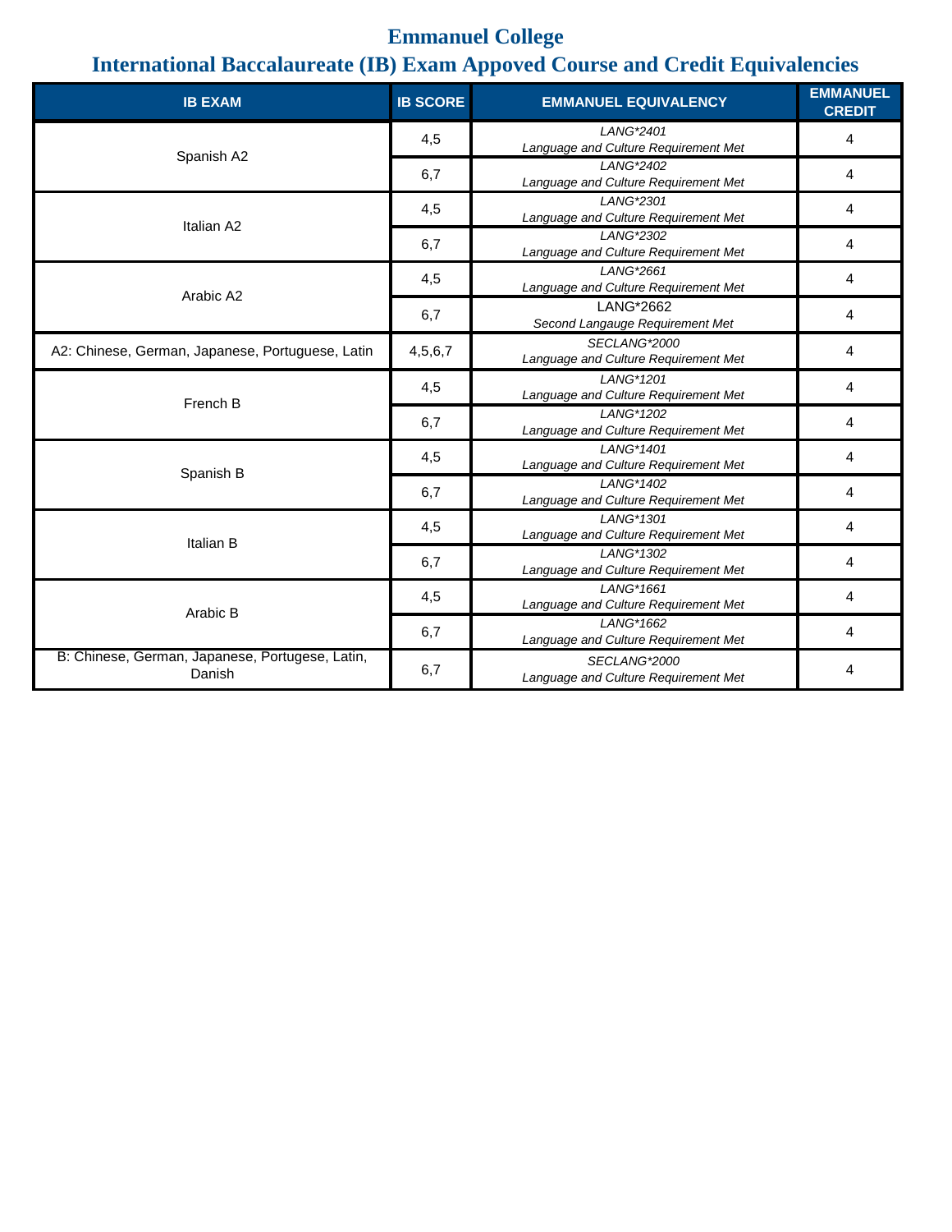# Emmanuel College

## International Baccalaureate (IB) Exam Appoved Course and Credit Equivalencies

| IB EXAM | IB SCORE | EMMANUEL EQUIVALENCY | EMMANUEL CREDIT |
|---|---|---|---|
| Spanish A2 | 4,5 | *LANG*2401* <br> *Language and Culture Requirement Met* | 4 |
| | 6,7 | *LANG*2402* <br> *Language and Culture Requirement Met* | 4 |
| Italian A2 | 4,5 | *LANG*2301* <br> *Language and Culture Requirement Met* | 4 |
| | 6,7 | *LANG*2302* <br> *Language and Culture Requirement Met* | 4 |
| Arabic A2 | 4,5 | *LANG*2661* <br> *Language and Culture Requirement Met* | 4 |
| | 6,7 | LANG*2662 <br> *Second Langauge Requirement Met* | 4 |
| A2: Chinese, German, Japanese, Portuguese, Latin | 4,5,6,7 | *SECLANG*2000* <br> *Language and Culture Requirement Met* | 4 |
| French B | 4,5 | *LANG*1201* <br> *Language and Culture Requirement Met* | 4 |
| | 6,7 | *LANG*1202* <br> *Language and Culture Requirement Met* | 4 |
| Spanish B | 4,5 | *LANG*1401* <br> *Language and Culture Requirement Met* | 4 |
| | 6,7 | *LANG*1402* <br> *Language and Culture Requirement Met* | 4 |
| Italian B | 4,5 | *LANG*1301* <br> *Language and Culture Requirement Met* | 4 |
| | 6,7 | *LANG*1302* <br> *Language and Culture Requirement Met* | 4 |
| Arabic B | 4,5 | *LANG*1661* <br> *Language and Culture Requirement Met* | 4 |
| | 6,7 | *LANG*1662* <br> *Language and Culture Requirement Met* | 4 |
| B: Chinese, German, Japanese, Portugese, Latin, Danish | 6,7 | *SECLANG*2000* <br> *Language and Culture Requirement Met* | 4 |